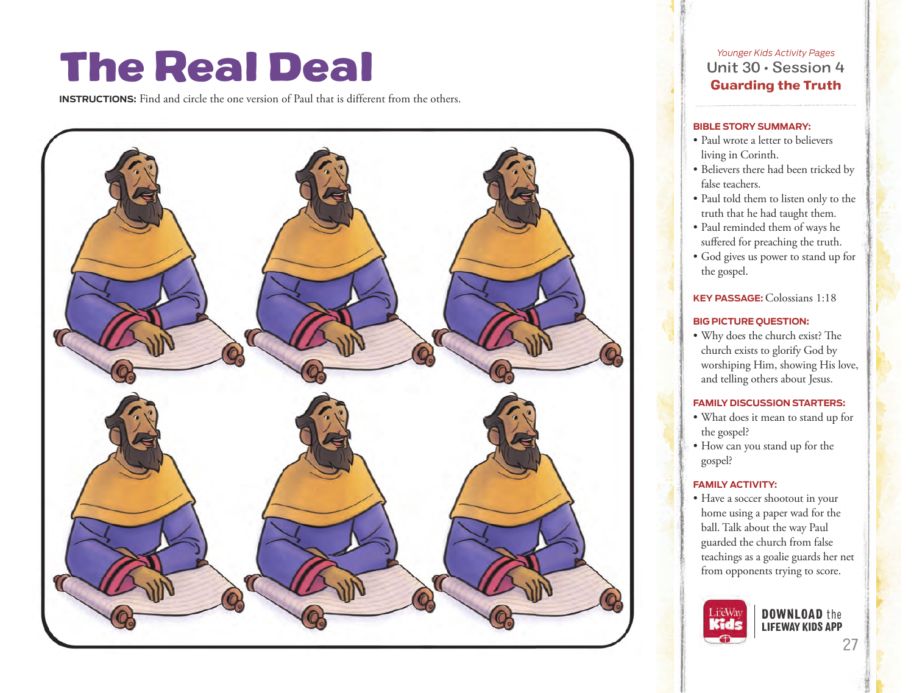# The Real Deal

**INSTRUCTIONS:** Find and circle the one version of Paul that is different from the others.

*Younger Kids Activity Pages*

## Unit 30 • Session 4
## Guarding the Truth

**BIBLE STORY SUMMARY:**

- Paul wrote a letter to believers living in Corinth.
- Believers there had been tricked by false teachers.
- Paul told them to listen only to the truth that he had taught them.
- Paul reminded them of ways he suffered for preaching the truth.
- God gives us power to stand up for the gospel.

**KEY PASSAGE:** Colossians 1:18

**BIG PICTURE QUESTION:**

- Why does the church exist? The church exists to glorify God by worshiping Him, showing His love, and telling others about Jesus.

**FAMILY DISCUSSION STARTERS:**

- What does it mean to stand up for the gospel?
- How can you stand up for the gospel?

**FAMILY ACTIVITY:**

- Have a soccer shootout in your home using a paper wad for the ball. Talk about the way Paul guarded the church from false teachings as a goalie guards her net from opponents trying to score.

**DOWNLOAD** the **LIFEWAY KIDS APP**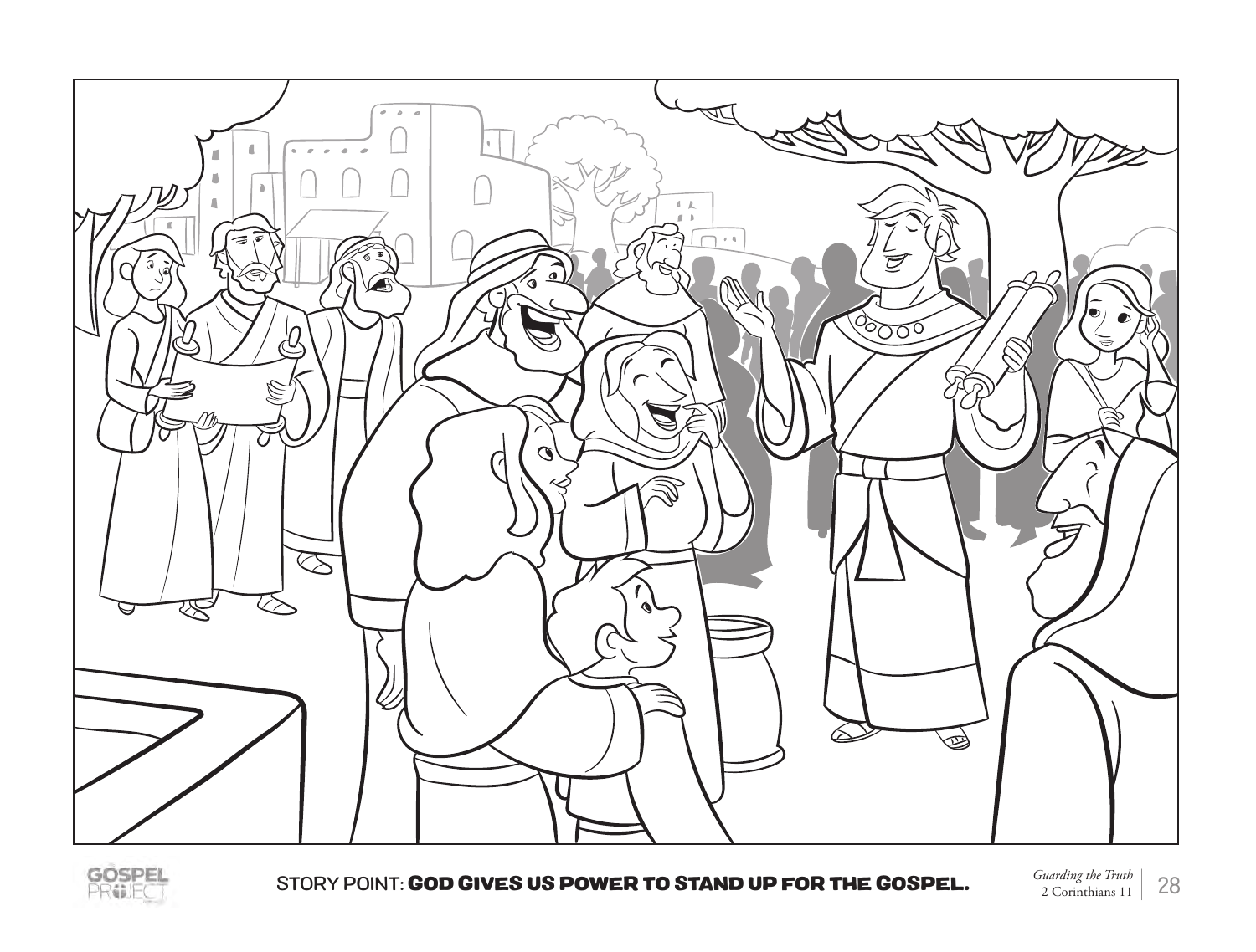STORY POINT: **God Gives Us Power to Stand Up for the Gospel.**

*Guarding the Truth*
2 Corinthians 11